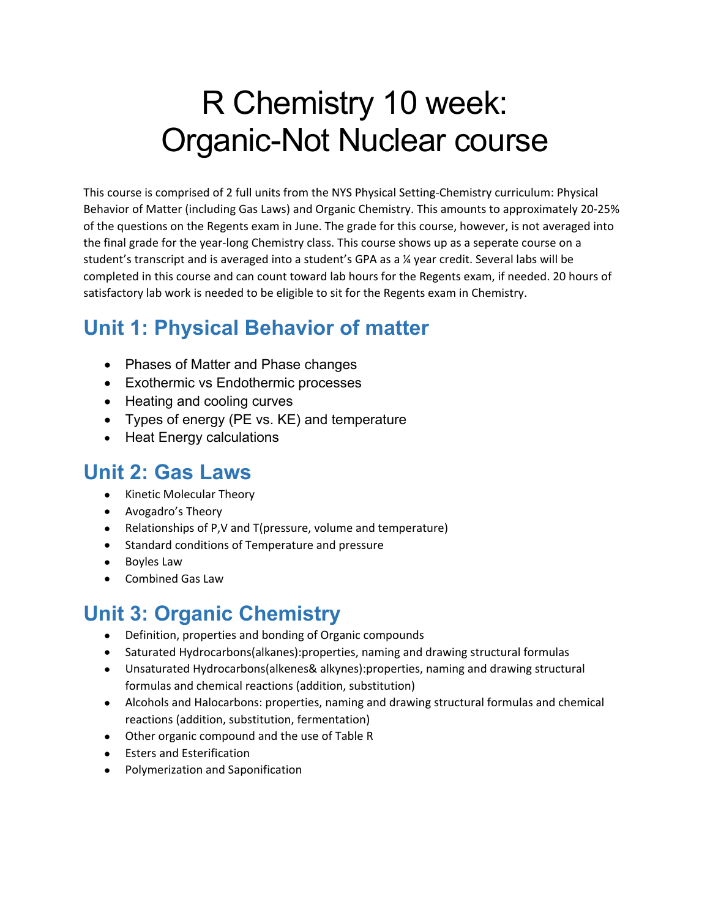# R Chemistry 10 week: Organic-Not Nuclear course

This course is comprised of 2 full units from the NYS Physical Setting-Chemistry curriculum: Physical Behavior of Matter (including Gas Laws) and Organic Chemistry. This amounts to approximately 20-25% of the questions on the Regents exam in June. The grade for this course, however, is not averaged into the final grade for the year-long Chemistry class. This course shows up as a seperate course on a student's transcript and is averaged into a student's GPA as a ¼ year credit. Several labs will be completed in this course and can count toward lab hours for the Regents exam, if needed. 20 hours of satisfactory lab work is needed to be eligible to sit for the Regents exam in Chemistry.

## Unit 1: Physical Behavior of matter

- Phases of Matter and Phase changes
- Exothermic vs Endothermic processes
- Heating and cooling curves
- Types of energy (PE vs. KE) and temperature
- Heat Energy calculations

## Unit 2: Gas Laws

- Kinetic Molecular Theory
- Avogadro's Theory
- Relationships of P,V and T(pressure, volume and temperature)
- Standard conditions of Temperature and pressure
- Boyles Law
- Combined Gas Law

## Unit 3: Organic Chemistry

- Definition, properties and bonding of Organic compounds
- Saturated Hydrocarbons(alkanes):properties, naming and drawing structural formulas
- Unsaturated Hydrocarbons(alkenes& alkynes):properties, naming and drawing structural formulas and chemical reactions (addition, substitution)
- Alcohols and Halocarbons: properties, naming and drawing structural formulas and chemical reactions (addition, substitution, fermentation)
- Other organic compound and the use of Table R
- Esters and Esterification
- Polymerization and Saponification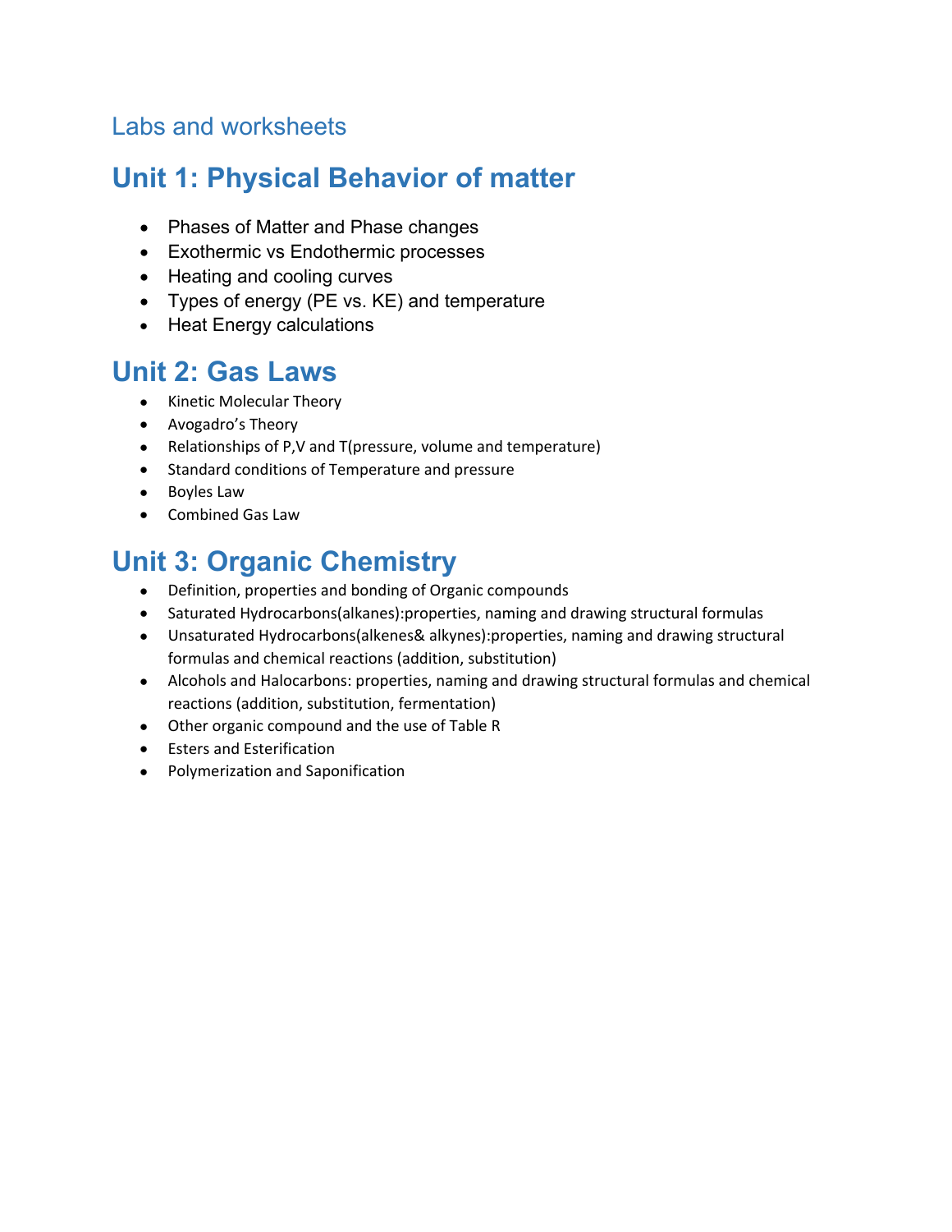## Labs and worksheets

# Unit 1: Physical Behavior of matter

- Phases of Matter and Phase changes
- Exothermic vs Endothermic processes
- Heating and cooling curves
- Types of energy (PE vs. KE) and temperature
- Heat Energy calculations

# Unit 2: Gas Laws

- Kinetic Molecular Theory
- Avogadro's Theory
- Relationships of P,V and T(pressure, volume and temperature)
- Standard conditions of Temperature and pressure
- Boyles Law
- Combined Gas Law

# Unit 3: Organic Chemistry

- Definition, properties and bonding of Organic compounds
- Saturated Hydrocarbons(alkanes):properties, naming and drawing structural formulas
- Unsaturated Hydrocarbons(alkenes& alkynes):properties, naming and drawing structural formulas and chemical reactions (addition, substitution)
- Alcohols and Halocarbons: properties, naming and drawing structural formulas and chemical reactions (addition, substitution, fermentation)
- Other organic compound and the use of Table R
- Esters and Esterification
- Polymerization and Saponification